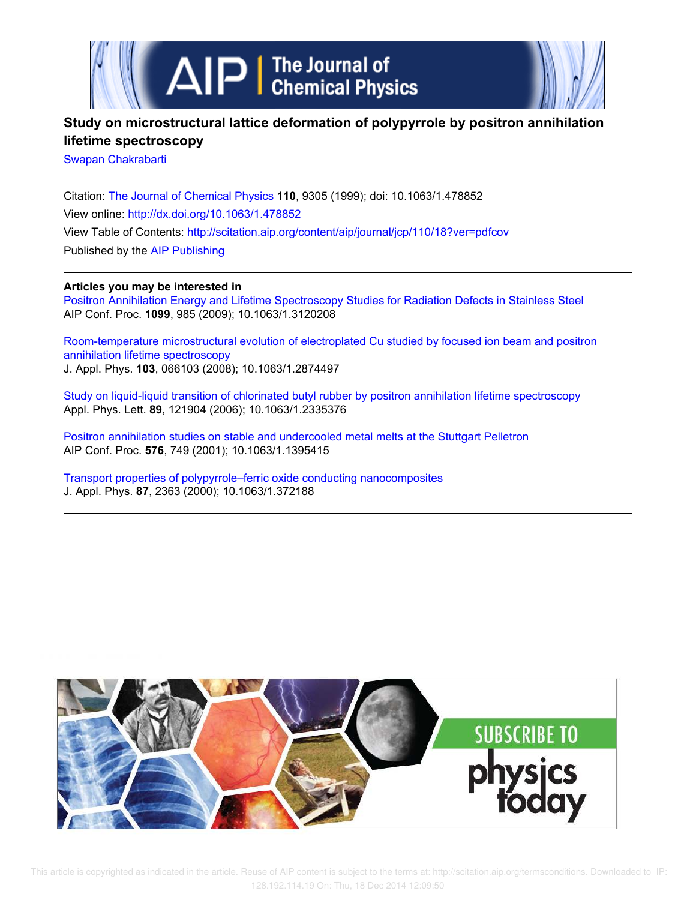# Study on microstructural lattice deformation of polypyrrole by positron annihilation lifetime spectroscopy

Swapan Chakrabarti

Citation: The Journal of Chemical Physics **110**, 9305 (1999); doi: 10.1063/1.478852

View online: http://dx.doi.org/10.1063/1.478852

View Table of Contents: http://scitation.aip.org/content/aip/journal/jcp/110/18?ver=pdfcov

Published by the AIP Publishing

---

**Articles you may be interested in**

Positron Annihilation Energy and Lifetime Spectroscopy Studies for Radiation Defects in Stainless Steel
AIP Conf. Proc. **1099**, 985 (2009); 10.1063/1.3120208

Room-temperature microstructural evolution of electroplated Cu studied by focused ion beam and positron annihilation lifetime spectroscopy
J. Appl. Phys. **103**, 066103 (2008); 10.1063/1.2874497

Study on liquid-liquid transition of chlorinated butyl rubber by positron annihilation lifetime spectroscopy
Appl. Phys. Lett. **89**, 121904 (2006); 10.1063/1.2335376

Positron annihilation studies on stable and undercooled metal melts at the Stuttgart Pelletron
AIP Conf. Proc. **576**, 749 (2001); 10.1063/1.1395415

Transport properties of polypyrrole–ferric oxide conducting nanocomposites
J. Appl. Phys. **87**, 2363 (2000); 10.1063/1.372188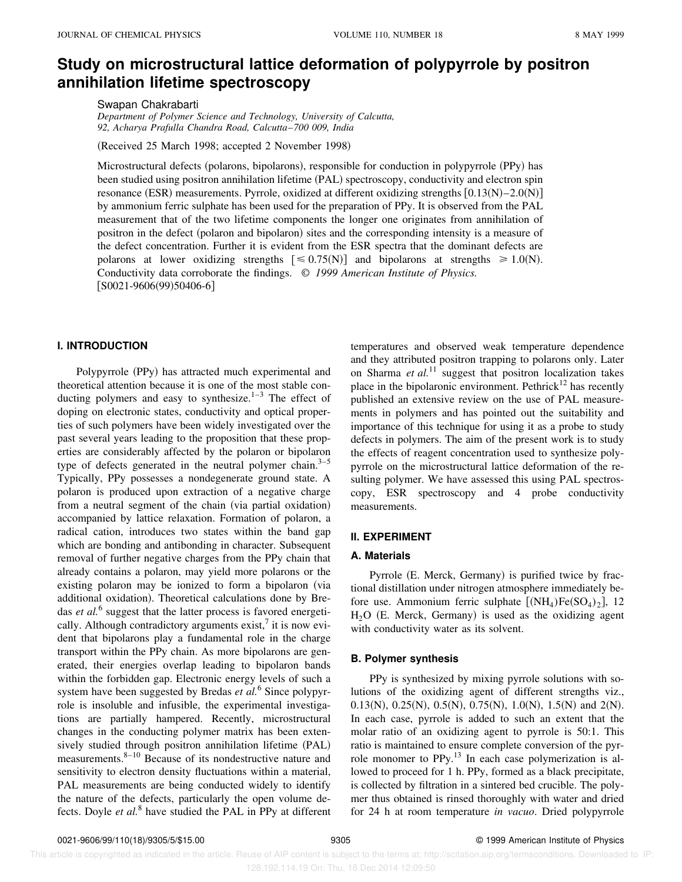# Study on microstructural lattice deformation of polypyrrole by positron annihilation lifetime spectroscopy

Swapan Chakrabarti

*Department of Polymer Science and Technology, University of Calcutta, 92, Acharya Prafulla Chandra Road, Calcutta–700 009, India*

(Received 25 March 1998; accepted 2 November 1998)

Microstructural defects (polarons, bipolarons), responsible for conduction in polypyrrole (PPy) has been studied using positron annihilation lifetime (PAL) spectroscopy, conductivity and electron spin resonance (ESR) measurements. Pyrrole, oxidized at different oxidizing strengths [0.13(N)–2.0(N)] by ammonium ferric sulphate has been used for the preparation of PPy. It is observed from the PAL measurement that of the two lifetime components the longer one originates from annihilation of positron in the defect (polaron and bipolaron) sites and the corresponding intensity is a measure of the defect concentration. Further it is evident from the ESR spectra that the dominant defects are polarons at lower oxidizing strengths [$\leqslant 0.75$(N)] and bipolarons at strengths $\geqslant 1.0$(N). Conductivity data corroborate the findings. © *1999 American Institute of Physics.* [S0021-9606(99)50406-6]

## I. INTRODUCTION

Polypyrrole (PPy) has attracted much experimental and theoretical attention because it is one of the most stable conducting polymers and easy to synthesize.[1–3] The effect of doping on electronic states, conductivity and optical properties of such polymers have been widely investigated over the past several years leading to the proposition that these properties are considerably affected by the polaron or bipolaron type of defects generated in the neutral polymer chain.[3–5] Typically, PPy possesses a nondegenerate ground state. A polaron is produced upon extraction of a negative charge from a neutral segment of the chain (via partial oxidation) accompanied by lattice relaxation. Formation of polaron, a radical cation, introduces two states within the band gap which are bonding and antibonding in character. Subsequent removal of further negative charges from the PPy chain that already contains a polaron, may yield more polarons or the existing polaron may be ionized to form a bipolaron (via additional oxidation). Theoretical calculations done by Bredas *et al.*[6] suggest that the latter process is favored energetically. Although contradictory arguments exist,[7] it is now evident that bipolarons play a fundamental role in the charge transport within the PPy chain. As more bipolarons are generated, their energies overlap leading to bipolaron bands within the forbidden gap. Electronic energy levels of such a system have been suggested by Bredas *et al.*[6] Since polypyrrole is insoluble and infusible, the experimental investigations are partially hampered. Recently, microstructural changes in the conducting polymer matrix has been extensively studied through positron annihilation lifetime (PAL) measurements.[8–10] Because of its nondestructive nature and sensitivity to electron density fluctuations within a material, PAL measurements are being conducted widely to identify the nature of the defects, particularly the open volume defects. Doyle *et al.*[8] have studied the PAL in PPy at different temperatures and observed weak temperature dependence and they attributed positron trapping to polarons only. Later on Sharma *et al.*[11] suggest that positron localization takes place in the bipolaronic environment. Pethrick[12] has recently published an extensive review on the use of PAL measurements in polymers and has pointed out the suitability and importance of this technique for using it as a probe to study defects in polymers. The aim of the present work is to study the effects of reagent concentration used to synthesize polypyrrole on the microstructural lattice deformation of the resulting polymer. We have assessed this using PAL spectroscopy, ESR spectroscopy and 4 probe conductivity measurements.

## II. EXPERIMENT

### A. Materials

Pyrrole (E. Merck, Germany) is purified twice by fractional distillation under nitrogen atmosphere immediately before use. Ammonium ferric sulphate [$(NH_4)Fe(SO_4)_2$], 12 $H_2O$ (E. Merck, Germany) is used as the oxidizing agent with conductivity water as its solvent.

### B. Polymer synthesis

PPy is synthesized by mixing pyrrole solutions with solutions of the oxidizing agent of different strengths viz., 0.13(N), 0.25(N), 0.5(N), 0.75(N), 1.0(N), 1.5(N) and 2(N). In each case, pyrrole is added to such an extent that the molar ratio of an oxidizing agent to pyrrole is 50:1. This ratio is maintained to ensure complete conversion of the pyrrole monomer to PPy.[13] In each case polymerization is allowed to proceed for 1 h. PPy, formed as a black precipitate, is collected by filtration in a sintered bed crucible. The polymer thus obtained is rinsed thoroughly with water and dried for 24 h at room temperature *in vacuo*. Dried polypyrrole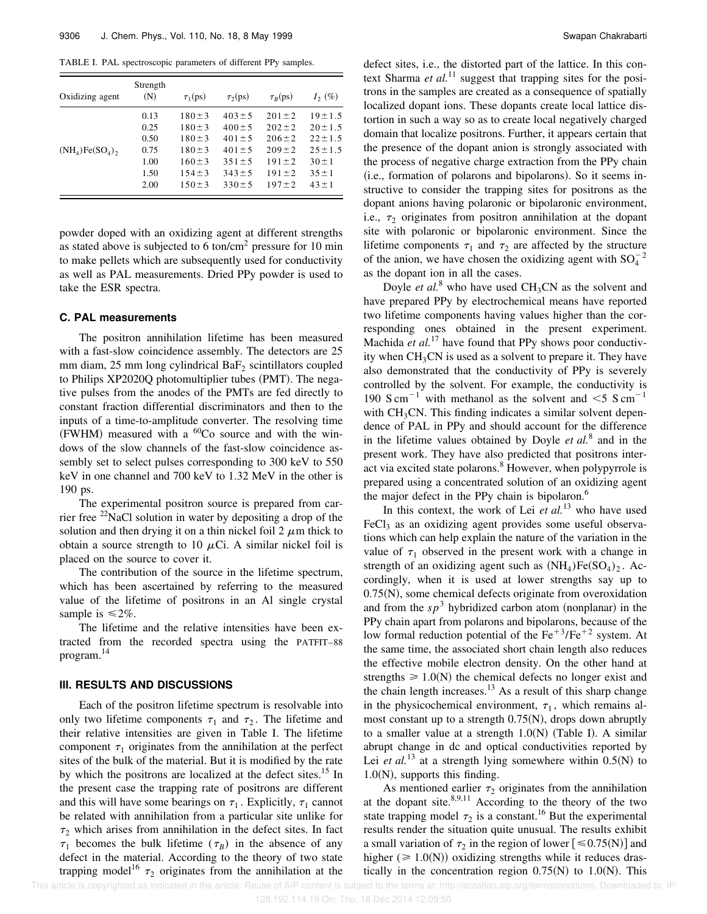TABLE I. PAL spectroscopic parameters of different PPy samples.

| Oxidizing agent | Strength (N) | $\tau_1$(ps) | $\tau_2$(ps) | $\tau_B$(ps) | $I_2$ (%) |
|---|---|---|---|---|---|
| | 0.13 | $180\pm3$ | $403\pm5$ | $201\pm2$ | $19\pm1.5$ |
| | 0.25 | $180\pm3$ | $400\pm5$ | $202\pm2$ | $20\pm1.5$ |
| | 0.50 | $180\pm3$ | $401\pm5$ | $206\pm2$ | $22\pm1.5$ |
| $(NH_4)Fe(SO_4)_2$ | 0.75 | $180\pm3$ | $401\pm5$ | $209\pm2$ | $25\pm1.5$ |
| | 1.00 | $160\pm3$ | $351\pm5$ | $191\pm2$ | $30\pm1$ |
| | 1.50 | $154\pm3$ | $343\pm5$ | $191\pm2$ | $35\pm1$ |
| | 2.00 | $150\pm3$ | $330\pm5$ | $197\pm2$ | $43\pm1$ |

powder doped with an oxidizing agent at different strengths as stated above is subjected to 6 ton/cm$^2$ pressure for 10 min to make pellets which are subsequently used for conductivity as well as PAL measurements. Dried PPy powder is used to take the ESR spectra.

### C. PAL measurements

The positron annihilation lifetime has been measured with a fast-slow coincidence assembly. The detectors are 25 mm diam, 25 mm long cylindrical $BaF_2$ scintillators coupled to Philips XP2020Q photomultiplier tubes (PMT). The negative pulses from the anodes of the PMTs are fed directly to constant fraction differential discriminators and then to the inputs of a time-to-amplitude converter. The resolving time (FWHM) measured with a $^{60}$Co source and with the windows of the slow channels of the fast-slow coincidence assembly set to select pulses corresponding to 300 keV to 550 keV in one channel and 700 keV to 1.32 MeV in the other is 190 ps.

The experimental positron source is prepared from carrier free $^{22}$NaCl solution in water by depositing a drop of the solution and then drying it on a thin nickel foil 2 $\mu$m thick to obtain a source strength to 10 $\mu$Ci. A similar nickel foil is placed on the source to cover it.

The contribution of the source in the lifetime spectrum, which has been ascertained by referring to the measured value of the lifetime of positrons in an Al single crystal sample is $\leqslant 2\%$.

The lifetime and the relative intensities have been extracted from the recorded spectra using the PATFIT–88 program.[14]

## III. RESULTS AND DISCUSSIONS

Each of the positron lifetime spectrum is resolvable into only two lifetime components $\tau_1$ and $\tau_2$. The lifetime and their relative intensities are given in Table I. The lifetime component $\tau_1$ originates from the annihilation at the perfect sites of the bulk of the material. But it is modified by the rate by which the positrons are localized at the defect sites.[15] In the present case the trapping rate of positrons are different and this will have some bearings on $\tau_1$. Explicitly, $\tau_1$ cannot be related with annihilation from a particular site unlike for $\tau_2$ which arises from annihilation in the defect sites. In fact $\tau_1$ becomes the bulk lifetime ($\tau_B$) in the absence of any defect in the material. According to the theory of two state trapping model[16] $\tau_2$ originates from the annihilation at the defect sites, i.e., the distorted part of the lattice. In this context Sharma *et al.*[11] suggest that trapping sites for the positrons in the samples are created as a consequence of spatially localized dopant ions. These dopants create local lattice distortion in such a way so as to create local negatively charged domain that localize positrons. Further, it appears certain that the presence of the dopant anion is strongly associated with the process of negative charge extraction from the PPy chain (i.e., formation of polarons and bipolarons). So it seems instructive to consider the trapping sites for positrons as the dopant anions having polaronic or bipolaronic environment, i.e., $\tau_2$ originates from positron annihilation at the dopant site with polaronic or bipolaronic environment. Since the lifetime components $\tau_1$ and $\tau_2$ are affected by the structure of the anion, we have chosen the oxidizing agent with $SO_4^{-2}$ as the dopant ion in all the cases.

Doyle *et al.*[8] who have used $CH_3CN$ as the solvent and have prepared PPy by electrochemical means have reported two lifetime components having values higher than the corresponding ones obtained in the present experiment. Machida *et al.*[17] have found that PPy shows poor conductivity when $CH_3CN$ is used as a solvent to prepare it. They have also demonstrated that the conductivity of PPy is severely controlled by the solvent. For example, the conductivity is 190 S cm$^{-1}$ with methanol as the solvent and $<5$ S cm$^{-1}$ with $CH_3CN$. This finding indicates a similar solvent dependence of PAL in PPy and should account for the difference in the lifetime values obtained by Doyle *et al.*[8] and in the present work. They have also predicted that positrons interact via excited state polarons.[8] However, when polypyrrole is prepared using a concentrated solution of an oxidizing agent the major defect in the PPy chain is bipolaron.[6]

In this context, the work of Lei *et al.*[13] who have used $FeCl_3$ as an oxidizing agent provides some useful observations which can help explain the nature of the variation in the value of $\tau_1$ observed in the present work with a change in strength of an oxidizing agent such as $(NH_4)Fe(SO_4)_2$. Accordingly, when it is used at lower strengths say up to 0.75(N), some chemical defects originate from overoxidation and from the $sp^3$ hybridized carbon atom (nonplanar) in the PPy chain apart from polarons and bipolarons, because of the low formal reduction potential of the $Fe^{+3}/Fe^{+2}$ system. At the same time, the associated short chain length also reduces the effective mobile electron density. On the other hand at strengths $\geqslant 1.0$(N) the chemical defects no longer exist and the chain length increases.[13] As a result of this sharp change in the physicochemical environment, $\tau_1$, which remains almost constant up to a strength 0.75(N), drops down abruptly to a smaller value at a strength 1.0(N) (Table I). A similar abrupt change in dc and optical conductivities reported by Lei *et al.*[13] at a strength lying somewhere within 0.5(N) to 1.0(N), supports this finding.

As mentioned earlier $\tau_2$ originates from the annihilation at the dopant site.[8,9,11] According to the theory of the two state trapping model $\tau_2$ is a constant.[16] But the experimental results render the situation quite unusual. The results exhibit a small variation of $\tau_2$ in the region of lower [$\leqslant 0.75$(N)] and higher ($\geqslant 1.0$(N)) oxidizing strengths while it reduces drastically in the concentration region 0.75(N) to 1.0(N). This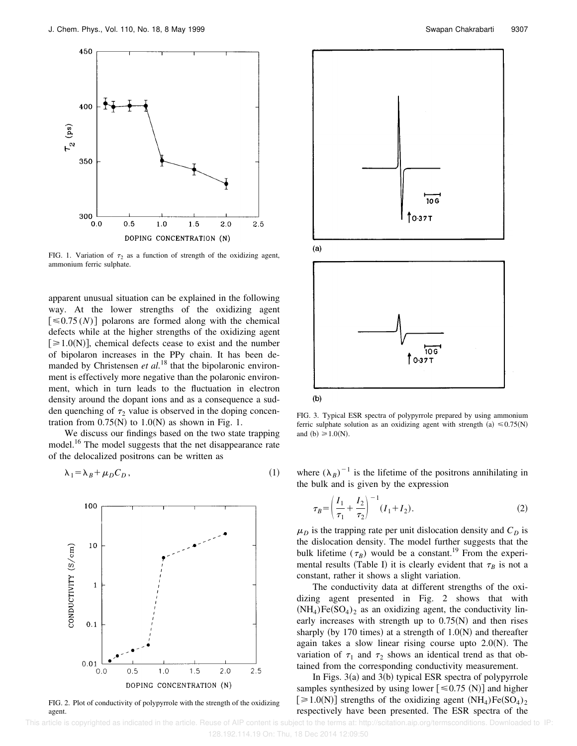FIG. 1. Variation of $\tau_2$ as a function of strength of the oxidizing agent, ammonium ferric sulphate.

apparent unusual situation can be explained in the following way. At the lower strengths of the oxidizing agent [$\leq 0.75\,(N)$] polarons are formed along with the chemical defects while at the higher strengths of the oxidizing agent [$\geq 1.0$(N)], chemical defects cease to exist and the number of bipolaron increases in the PPy chain. It has been demanded by Christensen *et al.*[18] that the bipolaronic environment is effectively more negative than the polaronic environment, which in turn leads to the fluctuation in electron density around the dopant ions and as a consequence a sudden quenching of $\tau_2$ value is observed in the doping concentration from 0.75(N) to 1.0(N) as shown in Fig. 1.

We discuss our findings based on the two state trapping model.[16] The model suggests that the net disappearance rate of the delocalized positrons can be written as

$$\lambda_1 = \lambda_B + \mu_D C_D, \tag{1}$$

FIG. 2. Plot of conductivity of polypyrrole with the strength of the oxidizing agent.

FIG. 3. Typical ESR spectra of polypyrrole prepared by using ammonium ferric sulphate solution as an oxidizing agent with strength (a) $\leq 0.75$(N) and (b) $\geq 1.0$(N).

where $(\lambda_B)^{-1}$ is the lifetime of the positrons annihilating in the bulk and is given by the expression

$$\tau_B = \left(\frac{I_1}{\tau_1} + \frac{I_2}{\tau_2}\right)^{-1} (I_1 + I_2). \tag{2}$$

$\mu_D$ is the trapping rate per unit dislocation density and $C_D$ is the dislocation density. The model further suggests that the bulk lifetime ($\tau_B$) would be a constant.[19] From the experimental results (Table I) it is clearly evident that $\tau_B$ is not a constant, rather it shows a slight variation.

The conductivity data at different strengths of the oxidizing agent presented in Fig. 2 shows that with $(NH_4)Fe(SO_4)_2$ as an oxidizing agent, the conductivity linearly increases with strength up to 0.75(N) and then rises sharply (by 170 times) at a strength of 1.0(N) and thereafter again takes a slow linear rising course upto 2.0(N). The variation of $\tau_1$ and $\tau_2$ shows an identical trend as that obtained from the corresponding conductivity measurement.

In Figs. 3(a) and 3(b) typical ESR spectra of polypyrrole samples synthesized by using lower [$\leq 0.75$ (N)] and higher [$\geq 1.0$(N)] strengths of the oxidizing agent $(NH_4)Fe(SO_4)_2$ respectively have been presented. The ESR spectra of the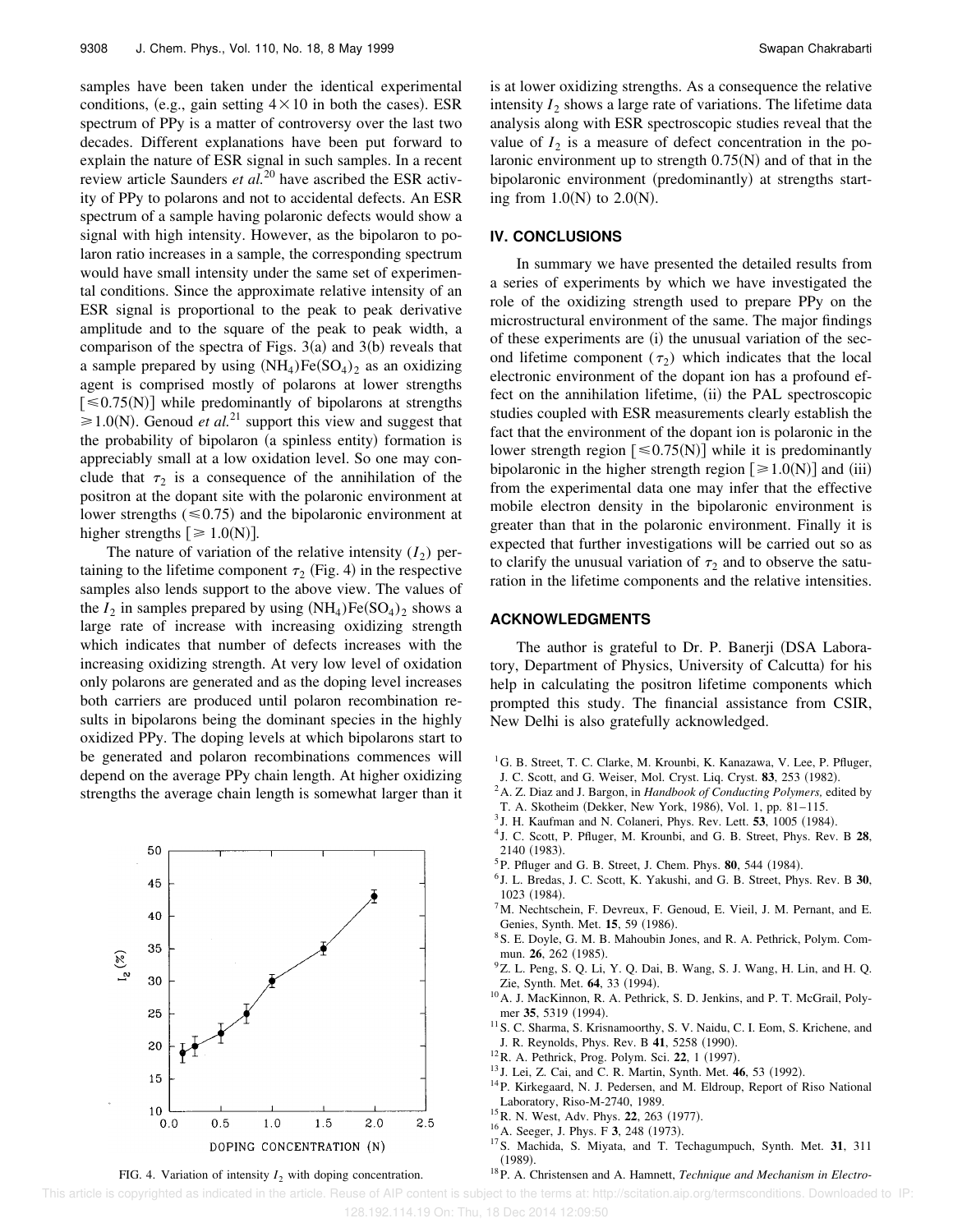samples have been taken under the identical experimental conditions, (e.g., gain setting $4\times10$ in both the cases). ESR spectrum of PPy is a matter of controversy over the last two decades. Different explanations have been put forward to explain the nature of ESR signal in such samples. In a recent review article Saunders *et al.*[20] have ascribed the ESR activity of PPy to polarons and not to accidental defects. An ESR spectrum of a sample having polaronic defects would show a signal with high intensity. However, as the bipolaron to polaron ratio increases in a sample, the corresponding spectrum would have small intensity under the same set of experimental conditions. Since the approximate relative intensity of an ESR signal is proportional to the peak to peak derivative amplitude and to the square of the peak to peak width, a comparison of the spectra of Figs. 3(a) and 3(b) reveals that a sample prepared by using $(NH_4)Fe(SO_4)_2$ as an oxidizing agent is comprised mostly of polarons at lower strengths $[\leqslant 0.75(N)]$ while predominantly of bipolarons at strengths $\geqslant 1.0(N)$. Genoud *et al.*[21] support this view and suggest that the probability of bipolaron (a spinless entity) formation is appreciably small at a low oxidation level. So one may conclude that $\tau_2$ is a consequence of the annihilation of the positron at the dopant site with the polaronic environment at lower strengths $(\leqslant 0.75)$ and the bipolaronic environment at higher strengths $[\geqslant 1.0(N)]$.

The nature of variation of the relative intensity $(I_2)$ pertaining to the lifetime component $\tau_2$ (Fig. 4) in the respective samples also lends support to the above view. The values of the $I_2$ in samples prepared by using $(NH_4)Fe(SO_4)_2$ shows a large rate of increase with increasing oxidizing strength which indicates that number of defects increases with the increasing oxidizing strength. At very low level of oxidation only polarons are generated and as the doping level increases both carriers are produced until polaron recombination results in bipolarons being the dominant species in the highly oxidized PPy. The doping levels at which bipolarons start to be generated and polaron recombinations commences will depend on the average PPy chain length. At higher oxidizing strengths the average chain length is somewhat larger than it is at lower oxidizing strengths. As a consequence the relative intensity $I_2$ shows a large rate of variations. The lifetime data analysis along with ESR spectroscopic studies reveal that the value of $I_2$ is a measure of defect concentration in the polaronic environment up to strength 0.75(N) and of that in the bipolaronic environment (predominantly) at strengths starting from 1.0(N) to 2.0(N).

FIG. 4. Variation of intensity $I_2$ with doping concentration.

## IV. CONCLUSIONS

In summary we have presented the detailed results from a series of experiments by which we have investigated the role of the oxidizing strength used to prepare PPy on the microstructural environment of the same. The major findings of these experiments are (i) the unusual variation of the second lifetime component $(\tau_2)$ which indicates that the local electronic environment of the dopant ion has a profound effect on the annihilation lifetime, (ii) the PAL spectroscopic studies coupled with ESR measurements clearly establish the fact that the environment of the dopant ion is polaronic in the lower strength region $[\leqslant 0.75(N)]$ while it is predominantly bipolaronic in the higher strength region $[\geqslant 1.0(N)]$ and (iii) from the experimental data one may infer that the effective mobile electron density in the bipolaronic environment is greater than that in the polaronic environment. Finally it is expected that further investigations will be carried out so as to clarify the unusual variation of $\tau_2$ and to observe the saturation in the lifetime components and the relative intensities.

## ACKNOWLEDGMENTS

The author is grateful to Dr. P. Banerji (DSA Laboratory, Department of Physics, University of Calcutta) for his help in calculating the positron lifetime components which prompted this study. The financial assistance from CSIR, New Delhi is also gratefully acknowledged.

[1] G. B. Street, T. C. Clarke, M. Krounbi, K. Kanazawa, V. Lee, P. Pfluger, J. C. Scott, and G. Weiser, Mol. Cryst. Liq. Cryst. **83**, 253 (1982).

[2] A. Z. Diaz and J. Bargon, in *Handbook of Conducting Polymers,* edited by T. A. Skotheim (Dekker, New York, 1986), Vol. 1, pp. 81–115.

[3] J. H. Kaufman and N. Colaneri, Phys. Rev. Lett. **53**, 1005 (1984).

[4] J. C. Scott, P. Pfluger, M. Krounbi, and G. B. Street, Phys. Rev. B **28**, 2140 (1983).

[5] P. Pfluger and G. B. Street, J. Chem. Phys. **80**, 544 (1984).

[6] J. L. Bredas, J. C. Scott, K. Yakushi, and G. B. Street, Phys. Rev. B **30**, 1023 (1984).

[7] M. Nechtschein, F. Devreux, F. Genoud, E. Vieil, J. M. Pernant, and E. Genies, Synth. Met. **15**, 59 (1986).

[8] S. E. Doyle, G. M. B. Mahoubin Jones, and R. A. Pethrick, Polym. Commun. **26**, 262 (1985).

[9] Z. L. Peng, S. Q. Li, Y. Q. Dai, B. Wang, S. J. Wang, H. Lin, and H. Q. Zie, Synth. Met. **64**, 33 (1994).

[10] A. J. MacKinnon, R. A. Pethrick, S. D. Jenkins, and P. T. McGrail, Polymer **35**, 5319 (1994).

[11] S. C. Sharma, S. Krisnamoorthy, S. V. Naidu, C. I. Eom, S. Krichene, and J. R. Reynolds, Phys. Rev. B **41**, 5258 (1990).

[12] R. A. Pethrick, Prog. Polym. Sci. **22**, 1 (1997).

[13] J. Lei, Z. Cai, and C. R. Martin, Synth. Met. **46**, 53 (1992).

[14] P. Kirkegaard, N. J. Pedersen, and M. Eldroup, Report of Riso National Laboratory, Riso-M-2740, 1989.

[15] R. N. West, Adv. Phys. **22**, 263 (1977).

[16] A. Seeger, J. Phys. F **3**, 248 (1973).

[17] S. Machida, S. Miyata, and T. Techagumpuch, Synth. Met. **31**, 311 (1989).

[18] P. A. Christensen and A. Hamnett, *Technique and Mechanism in Electro-*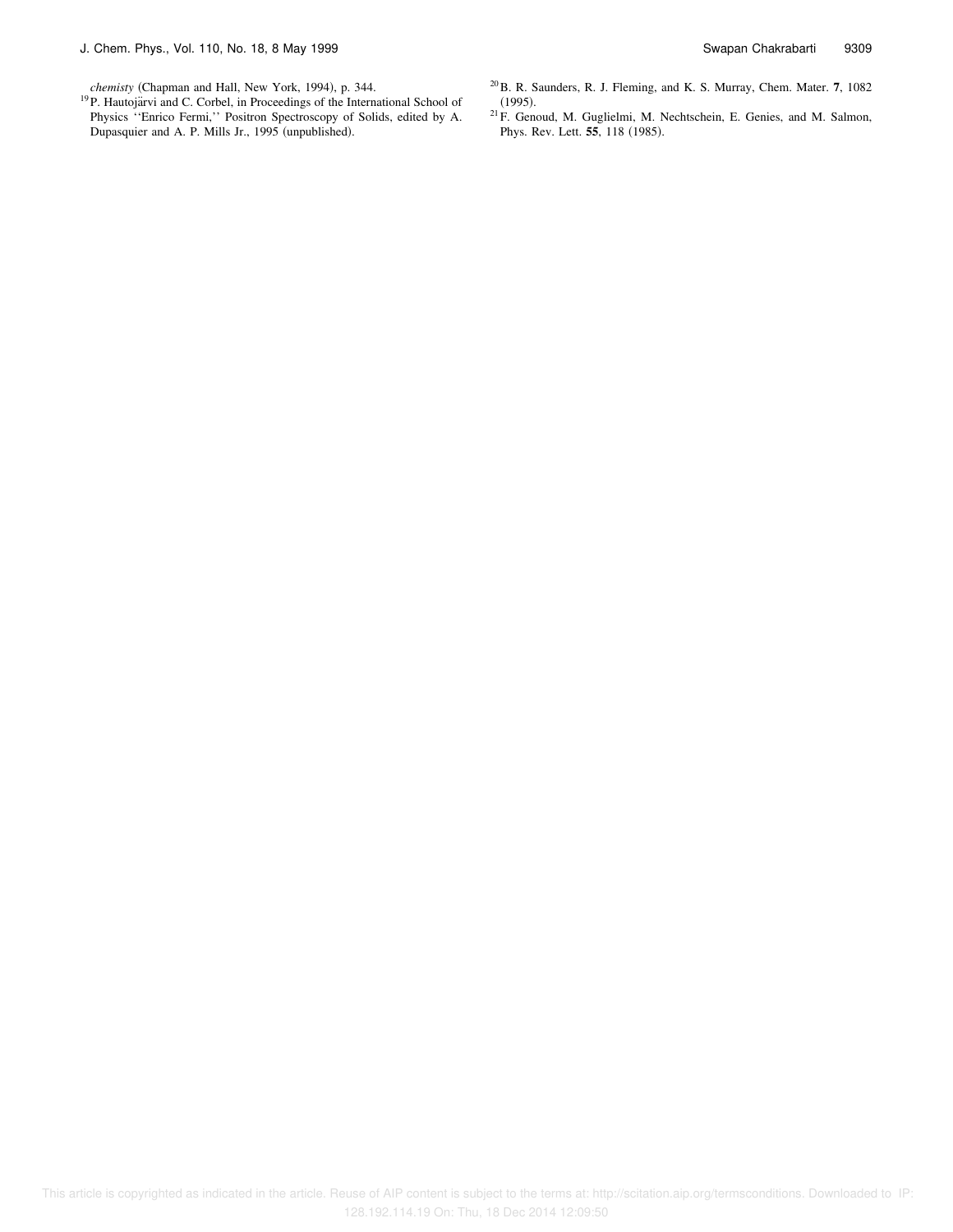*chemisty* (Chapman and Hall, New York, 1994), p. 344.

[19] P. Hautojärvi and C. Corbel, in Proceedings of the International School of Physics ''Enrico Fermi,'' Positron Spectroscopy of Solids, edited by A. Dupasquier and A. P. Mills Jr., 1995 (unpublished).

[20] B. R. Saunders, R. J. Fleming, and K. S. Murray, Chem. Mater. **7**, 1082 (1995).

[21] F. Genoud, M. Guglielmi, M. Nechtschein, E. Genies, and M. Salmon, Phys. Rev. Lett. **55**, 118 (1985).